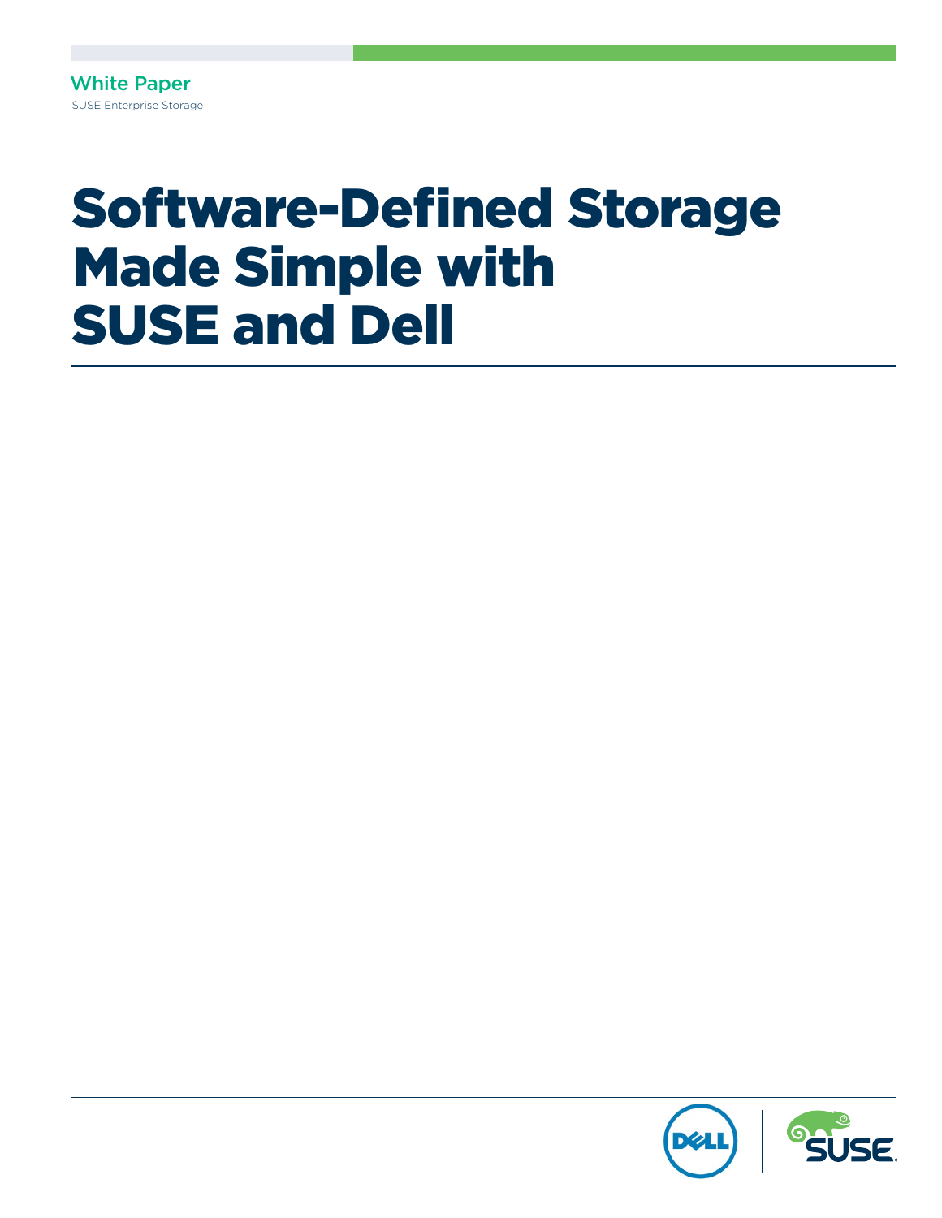White Paper

SUSE Enterprise Storage

# Software-Defined Storage Made Simple with SUSE and Dell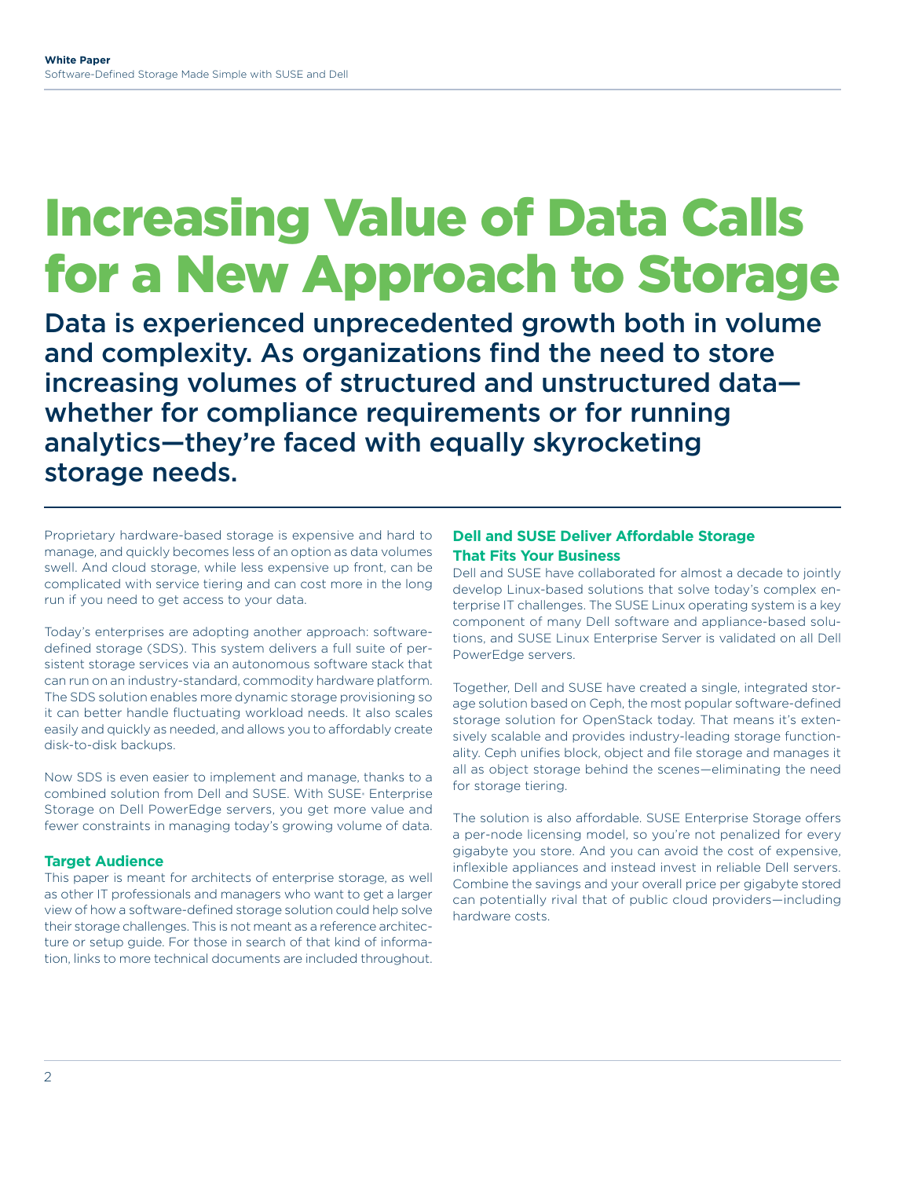# Increasing Value of Data Calls for a New Approach to Storage

## Data is experienced unprecedented growth both in volume and complexity. As organizations find the need to store increasing volumes of structured and unstructured data—whether for compliance requirements or for running analytics—they're faced with equally skyrocketing storage needs.

Proprietary hardware-based storage is expensive and hard to manage, and quickly becomes less of an option as data volumes swell. And cloud storage, while less expensive up front, can be complicated with service tiering and can cost more in the long run if you need to get access to your data.

Today's enterprises are adopting another approach: software-defined storage (SDS). This system delivers a full suite of persistent storage services via an autonomous software stack that can run on an industry-standard, commodity hardware platform. The SDS solution enables more dynamic storage provisioning so it can better handle fluctuating workload needs. It also scales easily and quickly as needed, and allows you to affordably create disk-to-disk backups.

Now SDS is even easier to implement and manage, thanks to a combined solution from Dell and SUSE. With SUSE® Enterprise Storage on Dell PowerEdge servers, you get more value and fewer constraints in managing today's growing volume of data.

### Target Audience

This paper is meant for architects of enterprise storage, as well as other IT professionals and managers who want to get a larger view of how a software-defined storage solution could help solve their storage challenges. This is not meant as a reference architecture or setup guide. For those in search of that kind of information, links to more technical documents are included throughout.

### Dell and SUSE Deliver Affordable Storage That Fits Your Business

Dell and SUSE have collaborated for almost a decade to jointly develop Linux-based solutions that solve today's complex enterprise IT challenges. The SUSE Linux operating system is a key component of many Dell software and appliance-based solutions, and SUSE Linux Enterprise Server is validated on all Dell PowerEdge servers.

Together, Dell and SUSE have created a single, integrated storage solution based on Ceph, the most popular software-defined storage solution for OpenStack today. That means it's extensively scalable and provides industry-leading storage functionality. Ceph unifies block, object and file storage and manages it all as object storage behind the scenes—eliminating the need for storage tiering.

The solution is also affordable. SUSE Enterprise Storage offers a per-node licensing model, so you're not penalized for every gigabyte you store. And you can avoid the cost of expensive, inflexible appliances and instead invest in reliable Dell servers. Combine the savings and your overall price per gigabyte stored can potentially rival that of public cloud providers—including hardware costs.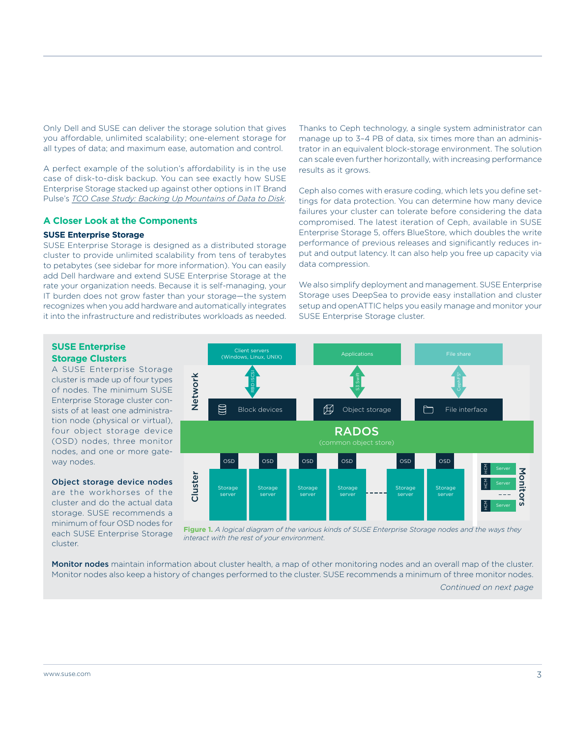Only Dell and SUSE can deliver the storage solution that gives you affordable, unlimited scalability; one-element storage for all types of data; and maximum ease, automation and control.

A perfect example of the solution's affordability is in the use case of disk-to-disk backup. You can see exactly how SUSE Enterprise Storage stacked up against other options in IT Brand Pulse's *TCO Case Study: Backing Up Mountains of Data to Disk*.

## A Closer Look at the Components

### SUSE Enterprise Storage

SUSE Enterprise Storage is designed as a distributed storage cluster to provide unlimited scalability from tens of terabytes to petabytes (see sidebar for more information). You can easily add Dell hardware and extend SUSE Enterprise Storage at the rate your organization needs. Because it is self-managing, your IT burden does not grow faster than your storage—the system recognizes when you add hardware and automatically integrates it into the infrastructure and redistributes workloads as needed.

Thanks to Ceph technology, a single system administrator can manage up to 3–4 PB of data, six times more than an administrator in an equivalent block-storage environment. The solution can scale even further horizontally, with increasing performance results as it grows.

Ceph also comes with erasure coding, which lets you define settings for data protection. You can determine how many device failures your cluster can tolerate before considering the data compromised. The latest iteration of Ceph, available in SUSE Enterprise Storage 5, offers BlueStore, which doubles the write performance of previous releases and significantly reduces input and output latency. It can also help you free up capacity via data compression.

We also simplify deployment and management. SUSE Enterprise Storage uses DeepSea to provide easy installation and cluster setup and openATTIC helps you easily manage and monitor your SUSE Enterprise Storage cluster.

### SUSE Enterprise Storage Clusters

A SUSE Enterprise Storage cluster is made up of four types of nodes. The minimum SUSE Enterprise Storage cluster consists of at least one administration node (physical or virtual), four object storage device (OSD) nodes, three monitor nodes, and one or more gateway nodes.

**Object storage device nodes** are the workhorses of the cluster and do the actual data storage. SUSE recommends a minimum of four OSD nodes for each SUSE Enterprise Storage cluster.

**Figure 1.** *A logical diagram of the various kinds of SUSE Enterprise Storage nodes and the ways they interact with the rest of your environment.*

**Monitor nodes** maintain information about cluster health, a map of other monitoring nodes and an overall map of the cluster. Monitor nodes also keep a history of changes performed to the cluster. SUSE recommends a minimum of three monitor nodes.

*Continued on next page*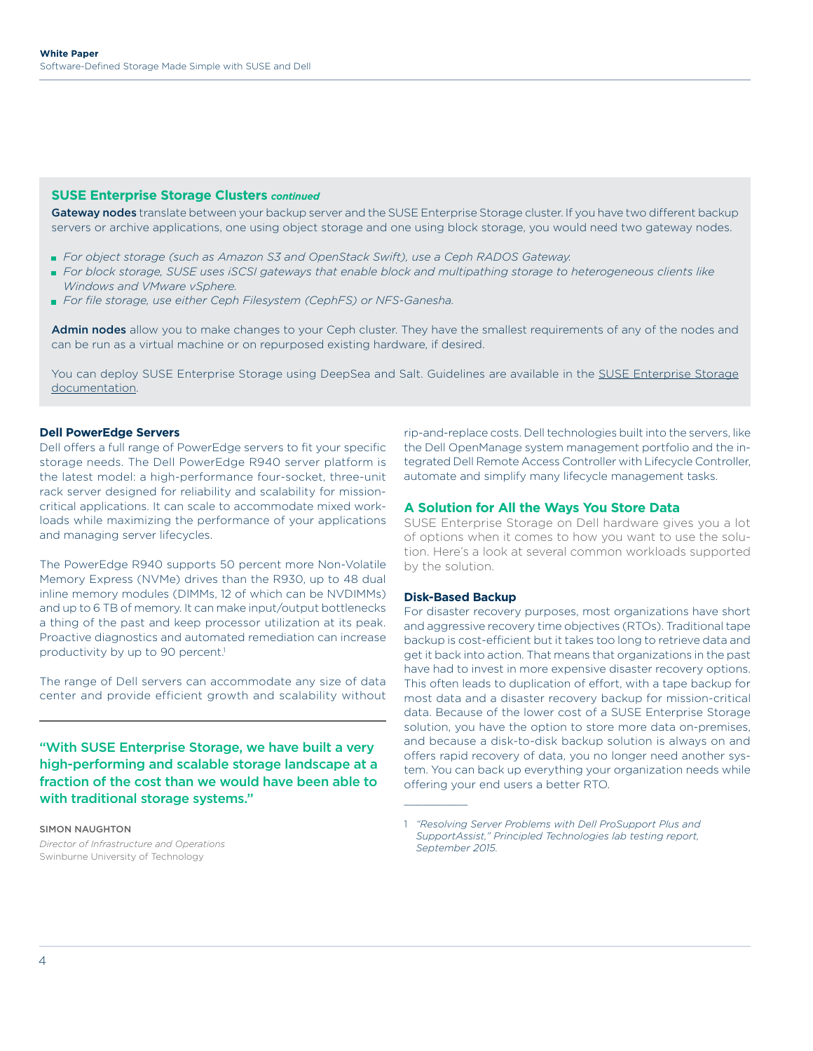### SUSE Enterprise Storage Clusters *continued*

**Gateway nodes** translate between your backup server and the SUSE Enterprise Storage cluster. If you have two different backup servers or archive applications, one using object storage and one using block storage, you would need two gateway nodes.

- *For object storage (such as Amazon S3 and OpenStack Swift), use a Ceph RADOS Gateway.*
- *For block storage, SUSE uses iSCSI gateways that enable block and multipathing storage to heterogeneous clients like Windows and VMware vSphere.*
- *For file storage, use either Ceph Filesystem (CephFS) or NFS-Ganesha.*

**Admin nodes** allow you to make changes to your Ceph cluster. They have the smallest requirements of any of the nodes and can be run as a virtual machine or on repurposed existing hardware, if desired.

You can deploy SUSE Enterprise Storage using DeepSea and Salt. Guidelines are available in the SUSE Enterprise Storage documentation.

#### Dell PowerEdge Servers

Dell offers a full range of PowerEdge servers to fit your specific storage needs. The Dell PowerEdge R940 server platform is the latest model: a high-performance four-socket, three-unit rack server designed for reliability and scalability for mission-critical applications. It can scale to accommodate mixed workloads while maximizing the performance of your applications and managing server lifecycles.

The PowerEdge R940 supports 50 percent more Non-Volatile Memory Express (NVMe) drives than the R930, up to 48 dual inline memory modules (DIMMs, 12 of which can be NVDIMMs) and up to 6 TB of memory. It can make input/output bottlenecks a thing of the past and keep processor utilization at its peak. Proactive diagnostics and automated remediation can increase productivity by up to 90 percent.[1]

The range of Dell servers can accommodate any size of data center and provide efficient growth and scalability without rip-and-replace costs. Dell technologies built into the servers, like the Dell OpenManage system management portfolio and the integrated Dell Remote Access Controller with Lifecycle Controller, automate and simplify many lifecycle management tasks.

> **"With SUSE Enterprise Storage, we have built a very high-performing and scalable storage landscape at a fraction of the cost than we would have been able to with traditional storage systems."**
>
> SIMON NAUGHTON
> *Director of Infrastructure and Operations*
> Swinburne University of Technology

### A Solution for All the Ways You Store Data

SUSE Enterprise Storage on Dell hardware gives you a lot of options when it comes to how you want to use the solution. Here's a look at several common workloads supported by the solution.

#### Disk-Based Backup

For disaster recovery purposes, most organizations have short and aggressive recovery time objectives (RTOs). Traditional tape backup is cost-efficient but it takes too long to retrieve data and get it back into action. That means that organizations in the past have had to invest in more expensive disaster recovery options. This often leads to duplication of effort, with a tape backup for most data and a disaster recovery backup for mission-critical data. Because of the lower cost of a SUSE Enterprise Storage solution, you have the option to store more data on-premises, and because a disk-to-disk backup solution is always on and offers rapid recovery of data, you no longer need another system. You can back up everything your organization needs while offering your end users a better RTO.

---

1 *"Resolving Server Problems with Dell ProSupport Plus and SupportAssist," Principled Technologies lab testing report, September 2015.*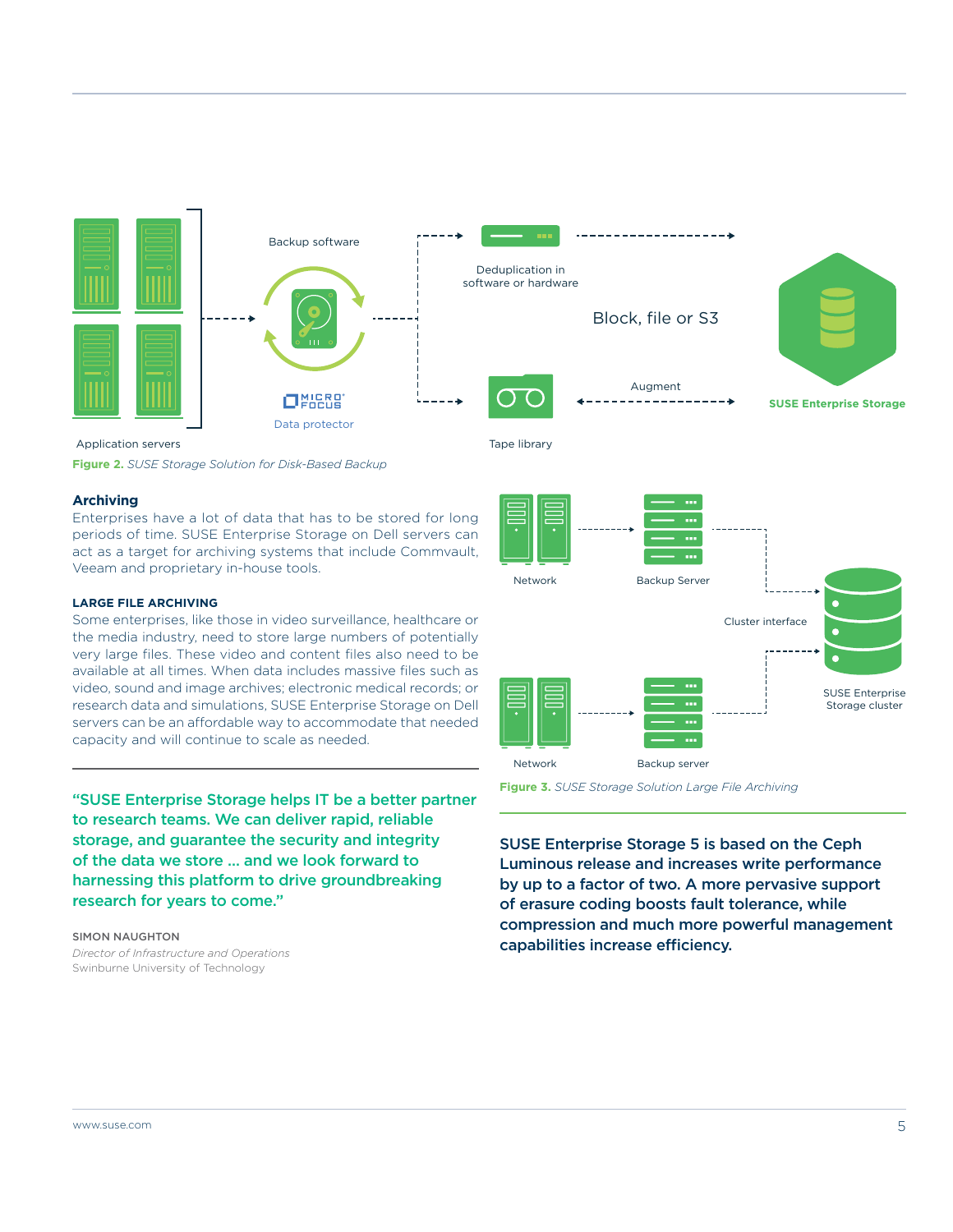Backup software

Deduplication in software or hardware

Block, file or S3

Augment

SUSE Enterprise Storage

Data protector

Application servers

Tape library

**Figure 2.** *SUSE Storage Solution for Disk-Based Backup*

### Archiving

Enterprises have a lot of data that has to be stored for long periods of time. SUSE Enterprise Storage on Dell servers can act as a target for archiving systems that include Commvault, Veeam and proprietary in-house tools.

#### LARGE FILE ARCHIVING

Some enterprises, like those in video surveillance, healthcare or the media industry, need to store large numbers of potentially very large files. These video and content files also need to be available at all times. When data includes massive files such as video, sound and image archives; electronic medical records; or research data and simulations, SUSE Enterprise Storage on Dell servers can be an affordable way to accommodate that needed capacity and will continue to scale as needed.

Network

Backup Server

Cluster interface

SUSE Enterprise Storage cluster

Network

Backup server

**Figure 3.** *SUSE Storage Solution Large File Archiving*

**"SUSE Enterprise Storage helps IT be a better partner to research teams. We can deliver rapid, reliable storage, and guarantee the security and integrity of the data we store … and we look forward to harnessing this platform to drive groundbreaking research for years to come."**

SIMON NAUGHTON
*Director of Infrastructure and Operations*
Swinburne University of Technology

**SUSE Enterprise Storage 5 is based on the Ceph Luminous release and increases write performance by up to a factor of two. A more pervasive support of erasure coding boosts fault tolerance, while compression and much more powerful management capabilities increase efficiency.**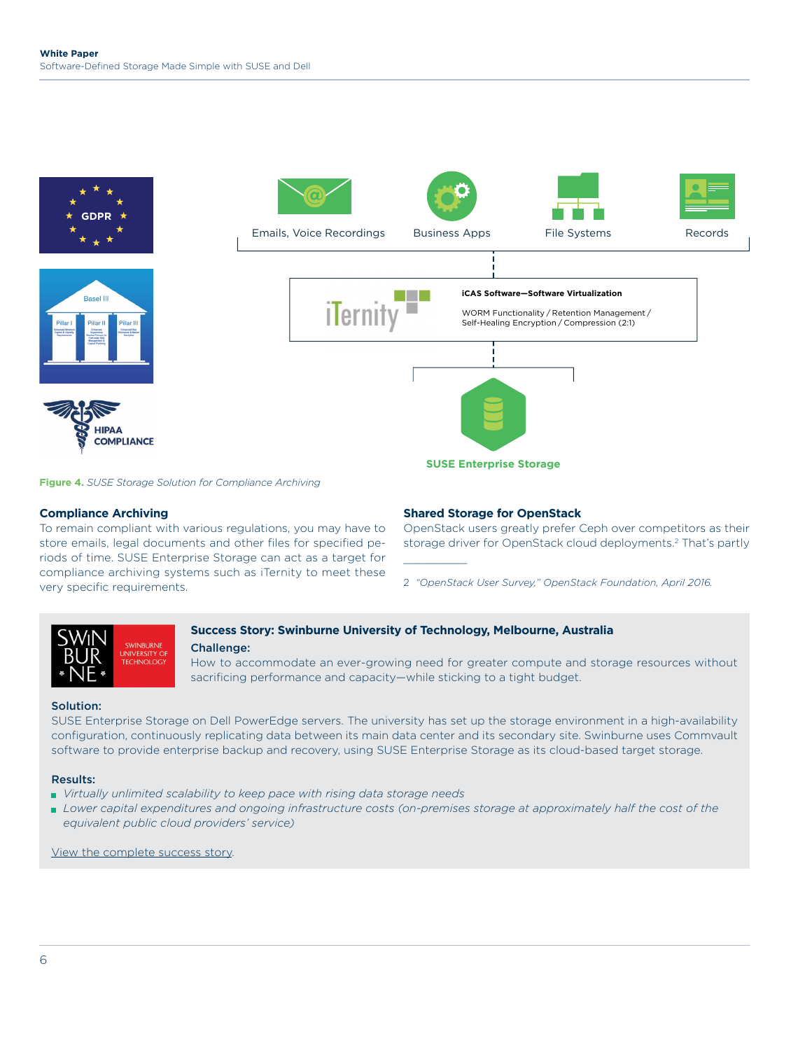Emails, Voice Recordings

Business Apps

File Systems

Records

iCAS Software—Software Virtualization

WORM Functionality / Retention Management / Self-Healing Encryption / Compression (2:1)

SUSE Enterprise Storage

**Figure 4.** *SUSE Storage Solution for Compliance Archiving*

### Compliance Archiving

To remain compliant with various regulations, you may have to store emails, legal documents and other files for specified periods of time. SUSE Enterprise Storage can act as a target for compliance archiving systems such as iTernity to meet these very specific requirements.

### Shared Storage for OpenStack

OpenStack users greatly prefer Ceph over competitors as their storage driver for OpenStack cloud deployments.[2] That's partly

2 *"OpenStack User Survey," OpenStack Foundation, April 2016.*

### Success Story: Swinburne University of Technology, Melbourne, Australia

**Challenge:**

How to accommodate an ever-growing need for greater compute and storage resources without sacrificing performance and capacity—while sticking to a tight budget.

**Solution:**

SUSE Enterprise Storage on Dell PowerEdge servers. The university has set up the storage environment in a high-availability configuration, continuously replicating data between its main data center and its secondary site. Swinburne uses Commvault software to provide enterprise backup and recovery, using SUSE Enterprise Storage as its cloud-based target storage.

**Results:**

- *Virtually unlimited scalability to keep pace with rising data storage needs*
- *Lower capital expenditures and ongoing infrastructure costs (on-premises storage at approximately half the cost of the equivalent public cloud providers' service)*

View the complete success story.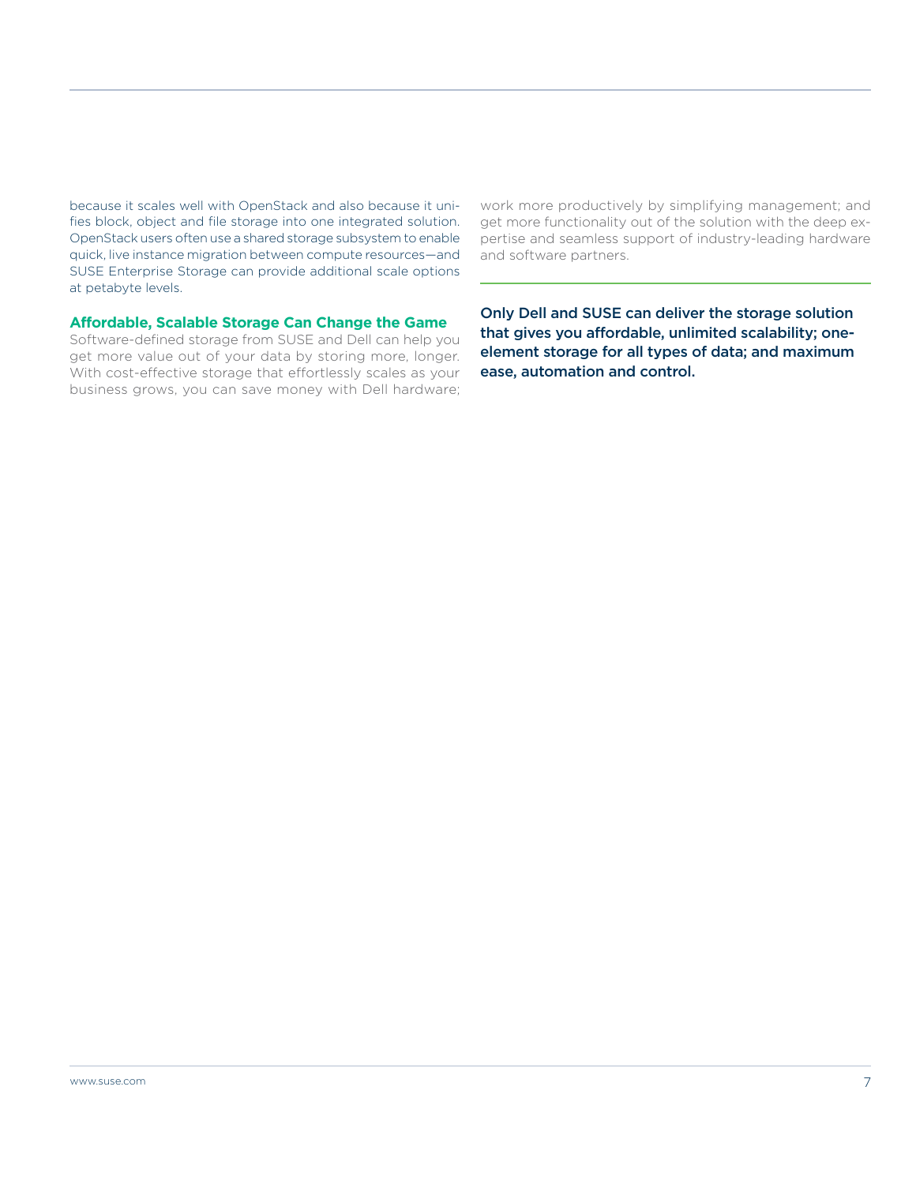because it scales well with OpenStack and also because it unifies block, object and file storage into one integrated solution. OpenStack users often use a shared storage subsystem to enable quick, live instance migration between compute resources—and SUSE Enterprise Storage can provide additional scale options at petabyte levels.

### Affordable, Scalable Storage Can Change the Game

Software-defined storage from SUSE and Dell can help you get more value out of your data by storing more, longer. With cost-effective storage that effortlessly scales as your business grows, you can save money with Dell hardware; work more productively by simplifying management; and get more functionality out of the solution with the deep expertise and seamless support of industry-leading hardware and software partners.

**Only Dell and SUSE can deliver the storage solution that gives you affordable, unlimited scalability; one-element storage for all types of data; and maximum ease, automation and control.**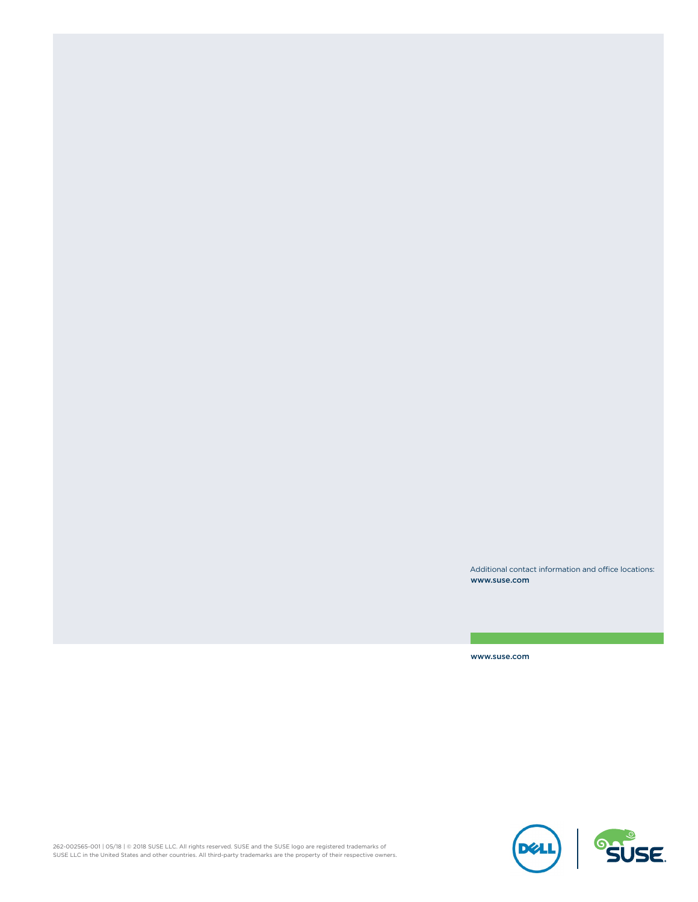Additional contact information and office locations:
**www.suse.com**

www.suse.com

262-002565-001 | 05/18 | © 2018 SUSE LLC. All rights reserved. SUSE and the SUSE logo are registered trademarks of SUSE LLC in the United States and other countries. All third-party trademarks are the property of their respective owners.